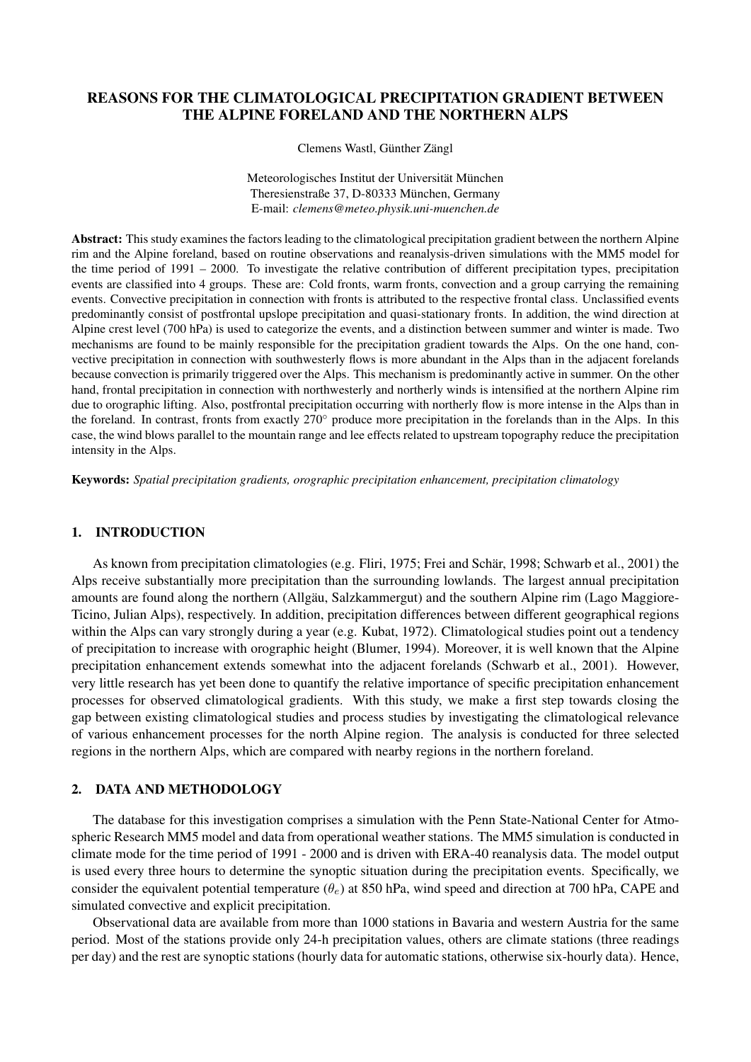# REASONS FOR THE CLIMATOLOGICAL PRECIPITATION GRADIENT BETWEEN THE ALPINE FORELAND AND THE NORTHERN ALPS

Clemens Wastl, Günther Zängl

Meteorologisches Institut der Universität München
Theresienstraße 37, D-80333 München, Germany
E-mail: *clemens@meteo.physik.uni-muenchen.de*

**Abstract:** This study examines the factors leading to the climatological precipitation gradient between the northern Alpine rim and the Alpine foreland, based on routine observations and reanalysis-driven simulations with the MM5 model for the time period of 1991 – 2000. To investigate the relative contribution of different precipitation types, precipitation events are classified into 4 groups. These are: Cold fronts, warm fronts, convection and a group carrying the remaining events. Convective precipitation in connection with fronts is attributed to the respective frontal class. Unclassified events predominantly consist of postfrontal upslope precipitation and quasi-stationary fronts. In addition, the wind direction at Alpine crest level (700 hPa) is used to categorize the events, and a distinction between summer and winter is made. Two mechanisms are found to be mainly responsible for the precipitation gradient towards the Alps. On the one hand, convective precipitation in connection with southwesterly flows is more abundant in the Alps than in the adjacent forelands because convection is primarily triggered over the Alps. This mechanism is predominantly active in summer. On the other hand, frontal precipitation in connection with northwesterly and northerly winds is intensified at the northern Alpine rim due to orographic lifting. Also, postfrontal precipitation occurring with northerly flow is more intense in the Alps than in the foreland. In contrast, fronts from exactly 270° produce more precipitation in the forelands than in the Alps. In this case, the wind blows parallel to the mountain range and lee effects related to upstream topography reduce the precipitation intensity in the Alps.

**Keywords:** *Spatial precipitation gradients, orographic precipitation enhancement, precipitation climatology*

## 1. INTRODUCTION

As known from precipitation climatologies (e.g. Fliri, 1975; Frei and Schär, 1998; Schwarb et al., 2001) the Alps receive substantially more precipitation than the surrounding lowlands. The largest annual precipitation amounts are found along the northern (Allgäu, Salzkammergut) and the southern Alpine rim (Lago Maggiore-Ticino, Julian Alps), respectively. In addition, precipitation differences between different geographical regions within the Alps can vary strongly during a year (e.g. Kubat, 1972). Climatological studies point out a tendency of precipitation to increase with orographic height (Blumer, 1994). Moreover, it is well known that the Alpine precipitation enhancement extends somewhat into the adjacent forelands (Schwarb et al., 2001). However, very little research has yet been done to quantify the relative importance of specific precipitation enhancement processes for observed climatological gradients. With this study, we make a first step towards closing the gap between existing climatological studies and process studies by investigating the climatological relevance of various enhancement processes for the north Alpine region. The analysis is conducted for three selected regions in the northern Alps, which are compared with nearby regions in the northern foreland.

## 2. DATA AND METHODOLOGY

The database for this investigation comprises a simulation with the Penn State-National Center for Atmospheric Research MM5 model and data from operational weather stations. The MM5 simulation is conducted in climate mode for the time period of 1991 - 2000 and is driven with ERA-40 reanalysis data. The model output is used every three hours to determine the synoptic situation during the precipitation events. Specifically, we consider the equivalent potential temperature ($\theta_e$) at 850 hPa, wind speed and direction at 700 hPa, CAPE and simulated convective and explicit precipitation.

Observational data are available from more than 1000 stations in Bavaria and western Austria for the same period. Most of the stations provide only 24-h precipitation values, others are climate stations (three readings per day) and the rest are synoptic stations (hourly data for automatic stations, otherwise six-hourly data). Hence,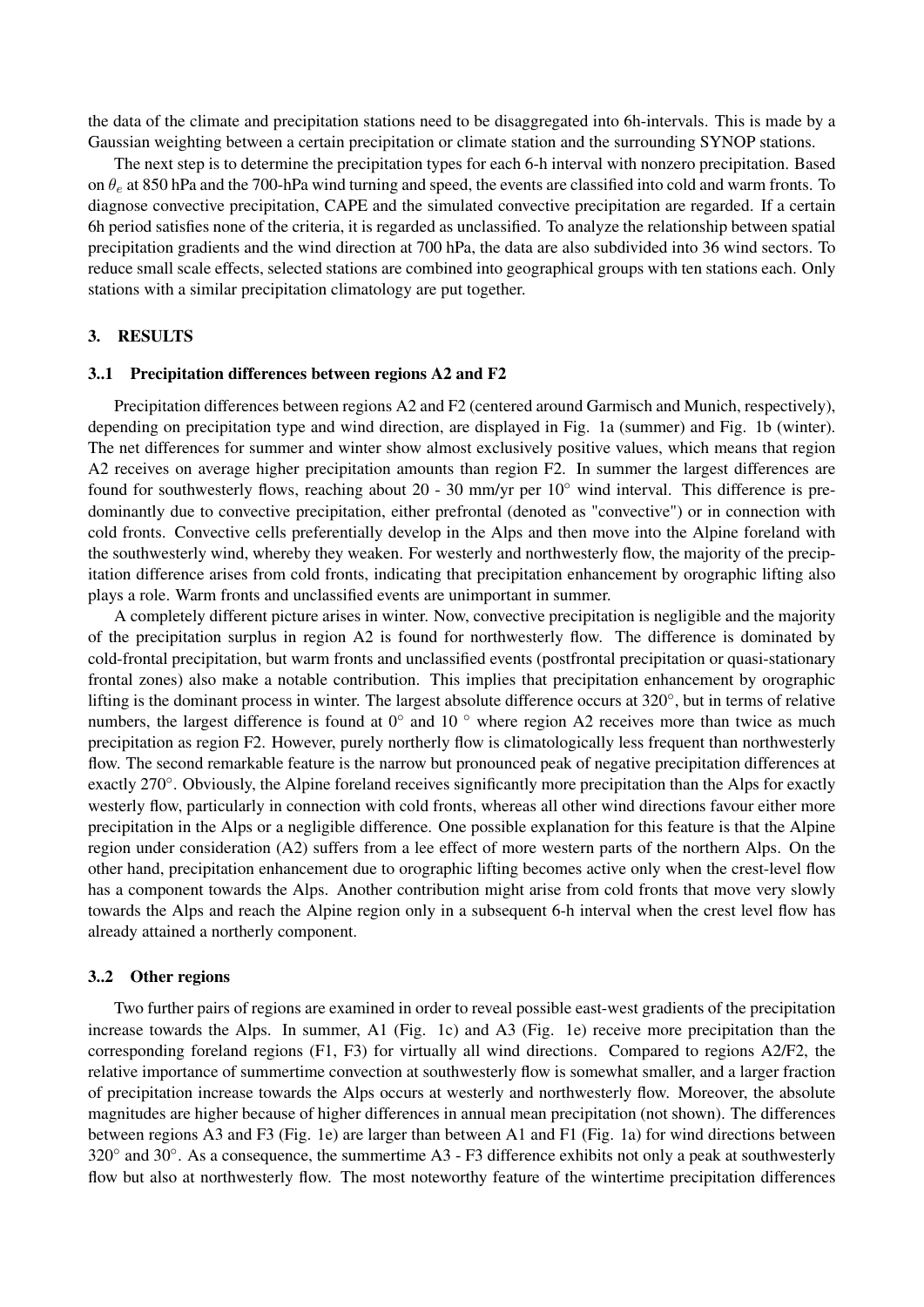the data of the climate and precipitation stations need to be disaggregated into 6h-intervals. This is made by a Gaussian weighting between a certain precipitation or climate station and the surrounding SYNOP stations.

The next step is to determine the precipitation types for each 6-h interval with nonzero precipitation. Based on $\theta_e$ at 850 hPa and the 700-hPa wind turning and speed, the events are classified into cold and warm fronts. To diagnose convective precipitation, CAPE and the simulated convective precipitation are regarded. If a certain 6h period satisfies none of the criteria, it is regarded as unclassified. To analyze the relationship between spatial precipitation gradients and the wind direction at 700 hPa, the data are also subdivided into 36 wind sectors. To reduce small scale effects, selected stations are combined into geographical groups with ten stations each. Only stations with a similar precipitation climatology are put together.

## 3. RESULTS

### 3..1 Precipitation differences between regions A2 and F2

Precipitation differences between regions A2 and F2 (centered around Garmisch and Munich, respectively), depending on precipitation type and wind direction, are displayed in Fig. 1a (summer) and Fig. 1b (winter). The net differences for summer and winter show almost exclusively positive values, which means that region A2 receives on average higher precipitation amounts than region F2. In summer the largest differences are found for southwesterly flows, reaching about 20 - 30 mm/yr per 10° wind interval. This difference is predominantly due to convective precipitation, either prefrontal (denoted as "convective") or in connection with cold fronts. Convective cells preferentially develop in the Alps and then move into the Alpine foreland with the southwesterly wind, whereby they weaken. For westerly and northwesterly flow, the majority of the precipitation difference arises from cold fronts, indicating that precipitation enhancement by orographic lifting also plays a role. Warm fronts and unclassified events are unimportant in summer.

A completely different picture arises in winter. Now, convective precipitation is negligible and the majority of the precipitation surplus in region A2 is found for northwesterly flow. The difference is dominated by cold-frontal precipitation, but warm fronts and unclassified events (postfrontal precipitation or quasi-stationary frontal zones) also make a notable contribution. This implies that precipitation enhancement by orographic lifting is the dominant process in winter. The largest absolute difference occurs at 320°, but in terms of relative numbers, the largest difference is found at 0° and 10 ° where region A2 receives more than twice as much precipitation as region F2. However, purely northerly flow is climatologically less frequent than northwesterly flow. The second remarkable feature is the narrow but pronounced peak of negative precipitation differences at exactly 270°. Obviously, the Alpine foreland receives significantly more precipitation than the Alps for exactly westerly flow, particularly in connection with cold fronts, whereas all other wind directions favour either more precipitation in the Alps or a negligible difference. One possible explanation for this feature is that the Alpine region under consideration (A2) suffers from a lee effect of more western parts of the northern Alps. On the other hand, precipitation enhancement due to orographic lifting becomes active only when the crest-level flow has a component towards the Alps. Another contribution might arise from cold fronts that move very slowly towards the Alps and reach the Alpine region only in a subsequent 6-h interval when the crest level flow has already attained a northerly component.

### 3..2 Other regions

Two further pairs of regions are examined in order to reveal possible east-west gradients of the precipitation increase towards the Alps. In summer, A1 (Fig. 1c) and A3 (Fig. 1e) receive more precipitation than the corresponding foreland regions (F1, F3) for virtually all wind directions. Compared to regions A2/F2, the relative importance of summertime convection at southwesterly flow is somewhat smaller, and a larger fraction of precipitation increase towards the Alps occurs at westerly and northwesterly flow. Moreover, the absolute magnitudes are higher because of higher differences in annual mean precipitation (not shown). The differences between regions A3 and F3 (Fig. 1e) are larger than between A1 and F1 (Fig. 1a) for wind directions between 320° and 30°. As a consequence, the summertime A3 - F3 difference exhibits not only a peak at southwesterly flow but also at northwesterly flow. The most noteworthy feature of the wintertime precipitation differences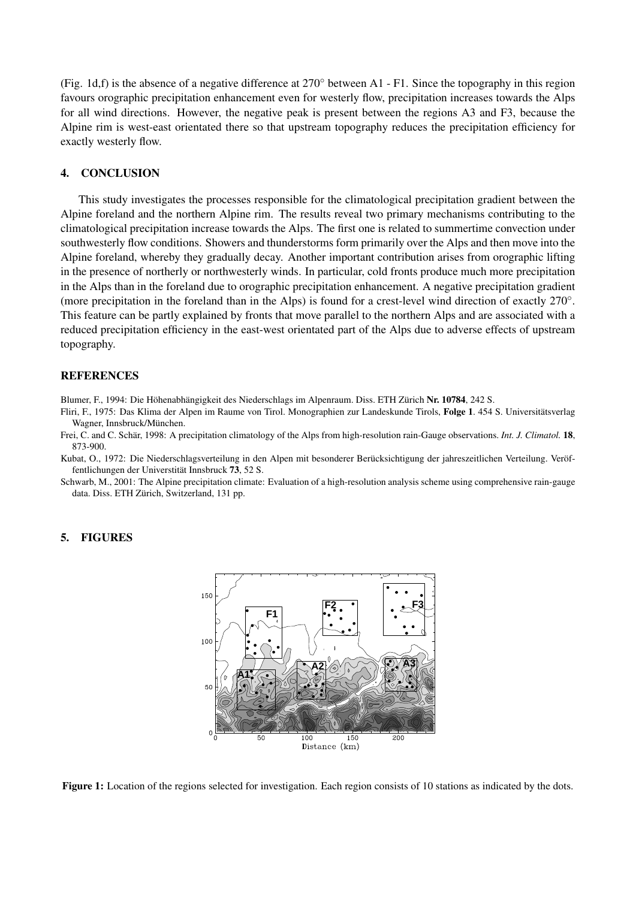(Fig. 1d,f) is the absence of a negative difference at 270° between A1 - F1. Since the topography in this region favours orographic precipitation enhancement even for westerly flow, precipitation increases towards the Alps for all wind directions. However, the negative peak is present between the regions A3 and F3, because the Alpine rim is west-east orientated there so that upstream topography reduces the precipitation efficiency for exactly westerly flow.

## 4. CONCLUSION

This study investigates the processes responsible for the climatological precipitation gradient between the Alpine foreland and the northern Alpine rim. The results reveal two primary mechanisms contributing to the climatological precipitation increase towards the Alps. The first one is related to summertime convection under southwesterly flow conditions. Showers and thunderstorms form primarily over the Alps and then move into the Alpine foreland, whereby they gradually decay. Another important contribution arises from orographic lifting in the presence of northerly or northwesterly winds. In particular, cold fronts produce much more precipitation in the Alps than in the foreland due to orographic precipitation enhancement. A negative precipitation gradient (more precipitation in the foreland than in the Alps) is found for a crest-level wind direction of exactly 270°. This feature can be partly explained by fronts that move parallel to the northern Alps and are associated with a reduced precipitation efficiency in the east-west orientated part of the Alps due to adverse effects of upstream topography.

## REFERENCES

Blumer, F., 1994: Die Höhenabhängigkeit des Niederschlags im Alpenraum. Diss. ETH Zürich **Nr. 10784**, 242 S.

Fliri, F., 1975: Das Klima der Alpen im Raume von Tirol. Monographien zur Landeskunde Tirols, **Folge 1**. 454 S. Universitätsverlag Wagner, Innsbruck/München.

Frei, C. and C. Schär, 1998: A precipitation climatology of the Alps from high-resolution rain-Gauge observations. *Int. J. Climatol.* **18**, 873-900.

Kubat, O., 1972: Die Niederschlagsverteilung in den Alpen mit besonderer Berücksichtigung der jahreszeitlichen Verteilung. Veröffentlichungen der Universtität Innsbruck **73**, 52 S.

Schwarb, M., 2001: The Alpine precipitation climate: Evaluation of a high-resolution analysis scheme using comprehensive rain-gauge data. Diss. ETH Zürich, Switzerland, 131 pp.

## 5. FIGURES

**Figure 1:** Location of the regions selected for investigation. Each region consists of 10 stations as indicated by the dots.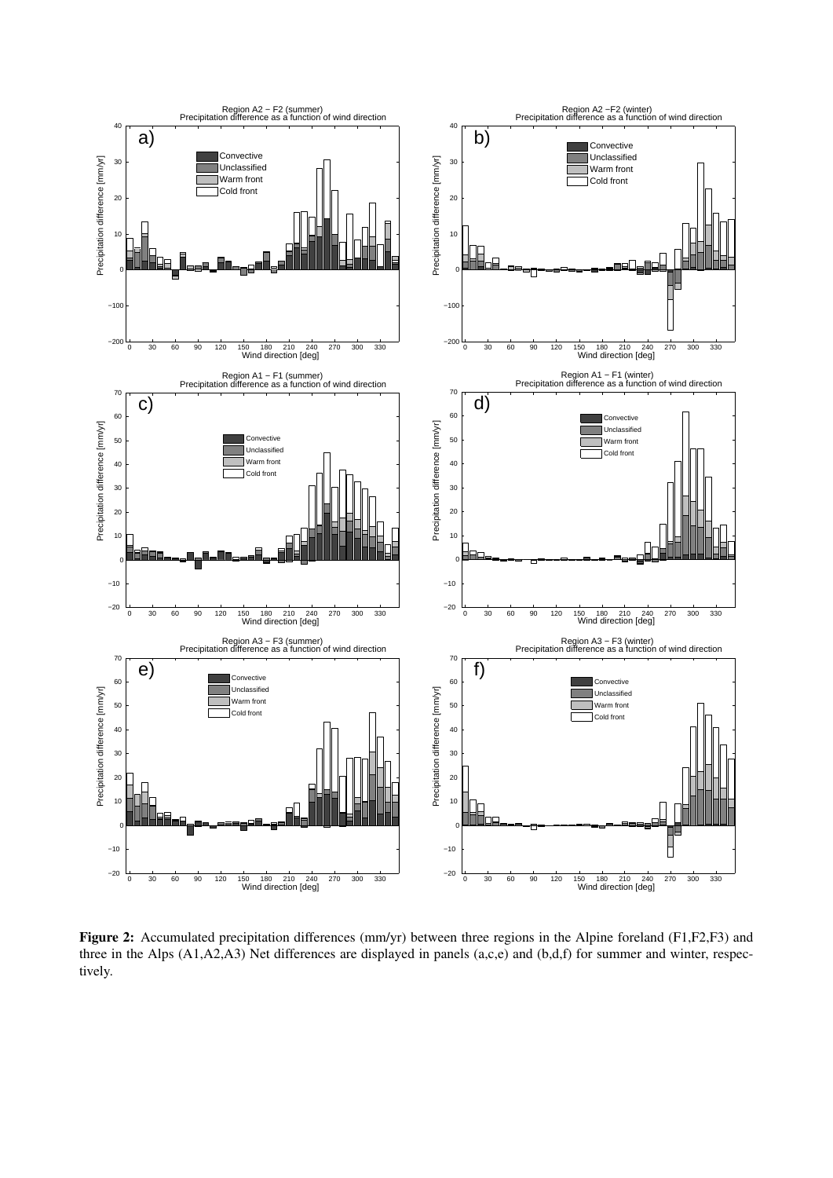Region A2 − F2 (summer)
Precipitation difference as a function of wind direction

a)

Convective
Unclassified
Warm front
Cold front

Precipitation difference [mm/yr]

40
30
20
10
0
−100
−200

0 30 60 90 120 150 180 210 240 270 300 330
Wind direction [deg]

Region A2 −F2 (winter)
Precipitation difference as a function of wind direction

b)

Convective
Unclassified
Warm front
Cold front

Precipitation difference [mm/yr]

40
30
20
10
0
−100
−200

0 30 60 90 120 150 180 210 240 270 300 330
Wind direction [deg]

Region A1 − F1 (summer)
Precipitation difference as a function of wind direction

c)

Convective
Unclassified
Warm front
Cold front

Precipitation difference [mm/yr]

70
60
50
40
30
20
10
0
−10
−20

0 30 60 90 120 150 180 210 240 270 300 330
Wind direction [deg]

Region A1 − F1 (winter)
Precipitation difference as a function of wind direction

d)

Convective
Unclassified
Warm front
Cold front

Precipitation difference [mm/yr]

70
60
50
40
30
20
10
0
−10
−20

0 30 60 90 120 150 180 210 240 270 300 330
Wind direction [deg]

Region A3 − F3 (summer)
Precipitation difference as a function of wind direction

e)

Convective
Unclassified
Warm front
Cold front

Precipitation difference [mm/yr]

70
60
50
40
30
20
10
0
−10
−20

0 30 60 90 120 150 180 210 240 270 300 330
Wind direction [deg]

Region A3 − F3 (winter)
Precipitation difference as a function of wind direction

f)

Convective
Unclassified
Warm front
Cold front

Precipitation difference [mm/yr]

70
60
50
40
30
20
10
0
−10
−20

0 30 60 90 120 150 180 210 240 270 300 330
Wind direction [deg]

**Figure 2:** Accumulated precipitation differences (mm/yr) between three regions in the Alpine foreland (F1,F2,F3) and three in the Alps (A1,A2,A3) Net differences are displayed in panels (a,c,e) and (b,d,f) for summer and winter, respectively.